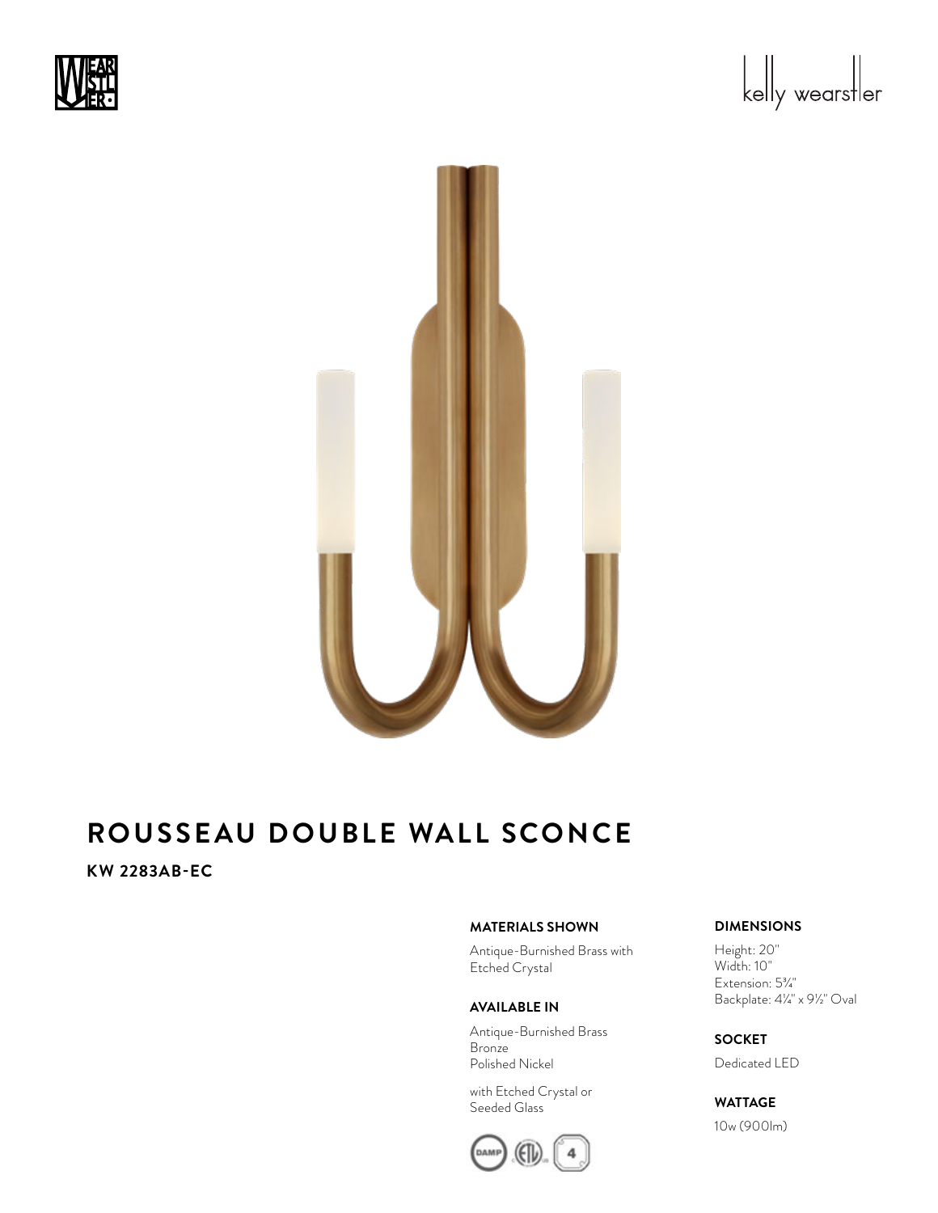kelly wearstler

# ROUSSEAU DOUBLE WALL SCONCE

**KW 2283AB-EC**

**MATERIALS SHOWN**

Antique-Burnished Brass with Etched Crystal

**AVAILABLE IN**

Antique-Burnished Brass
Bronze
Polished Nickel

with Etched Crystal or Seeded Glass

**DIMENSIONS**

Height: 20"
Width: 10"
Extension: 5¾"
Backplate: 4¼" x 9½" Oval

**SOCKET**

Dedicated LED

**WATTAGE**

10w (900lm)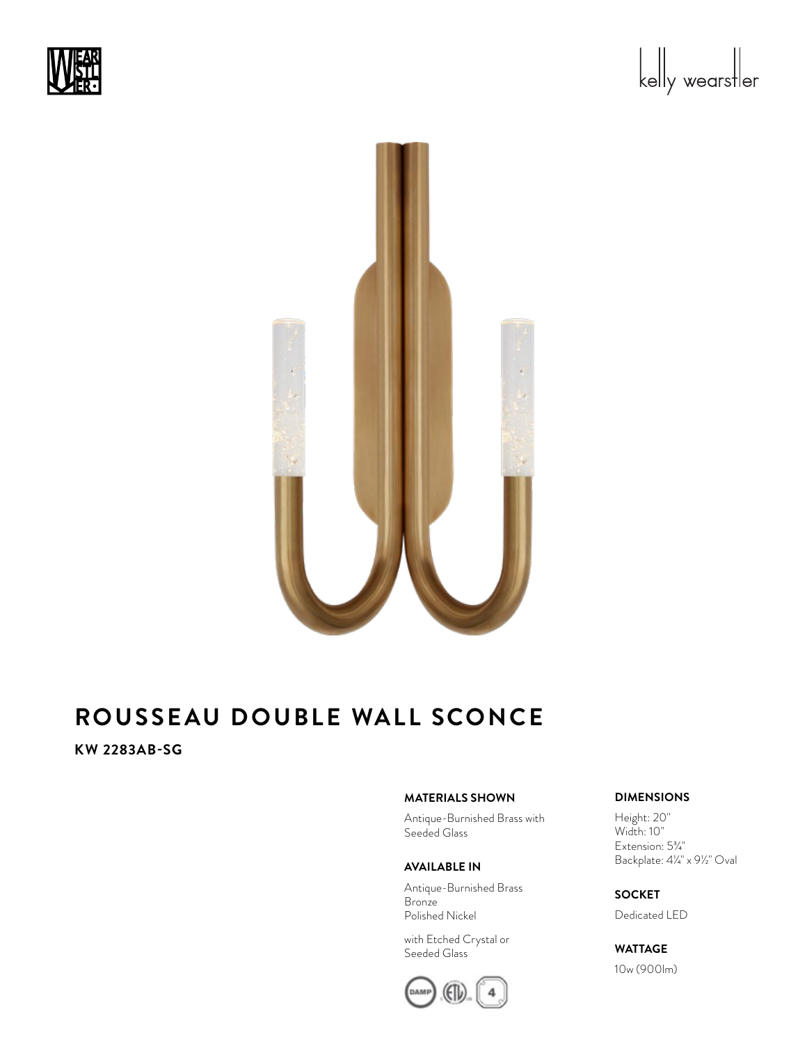# ROUSSEAU DOUBLE WALL SCONCE

**KW 2283AB-SG**

**MATERIALS SHOWN**

Antique-Burnished Brass with Seeded Glass

**AVAILABLE IN**

Antique-Burnished Brass
Bronze
Polished Nickel

with Etched Crystal or Seeded Glass

**DIMENSIONS**

Height: 20"
Width: 10"
Extension: 5¾"
Backplate: 4¼" x 9½" Oval

**SOCKET**

Dedicated LED

**WATTAGE**

10w (900lm)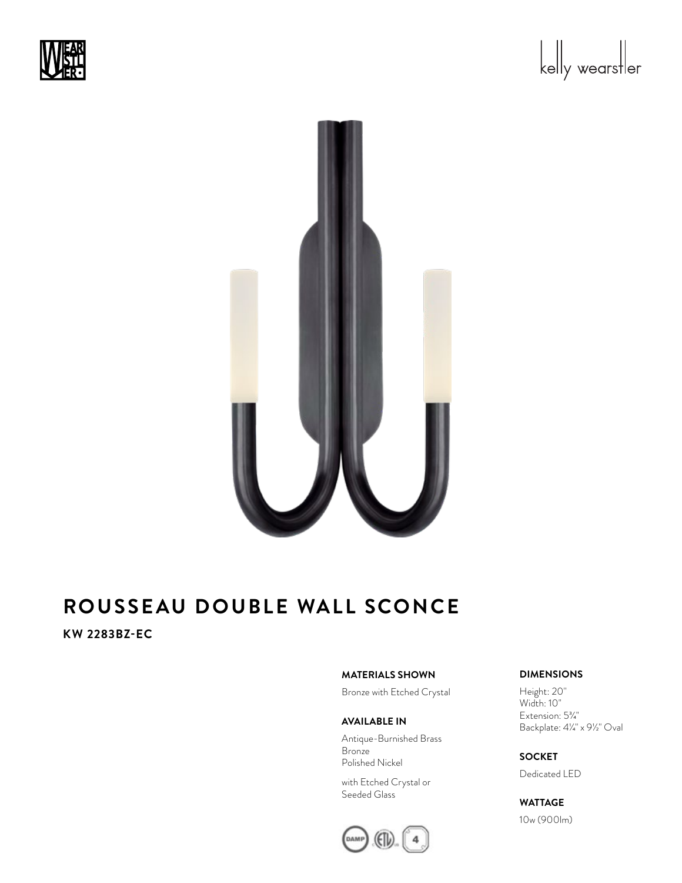# ROUSSEAU DOUBLE WALL SCONCE

**KW 2283BZ-EC**

**MATERIALS SHOWN**

Bronze with Etched Crystal

**AVAILABLE IN**

Antique-Burnished Brass
Bronze
Polished Nickel

with Etched Crystal or
Seeded Glass

**DIMENSIONS**

Height: 20"
Width: 10"
Extension: 5¾"
Backplate: 4¼" x 9½" Oval

**SOCKET**

Dedicated LED

**WATTAGE**

10w (900lm)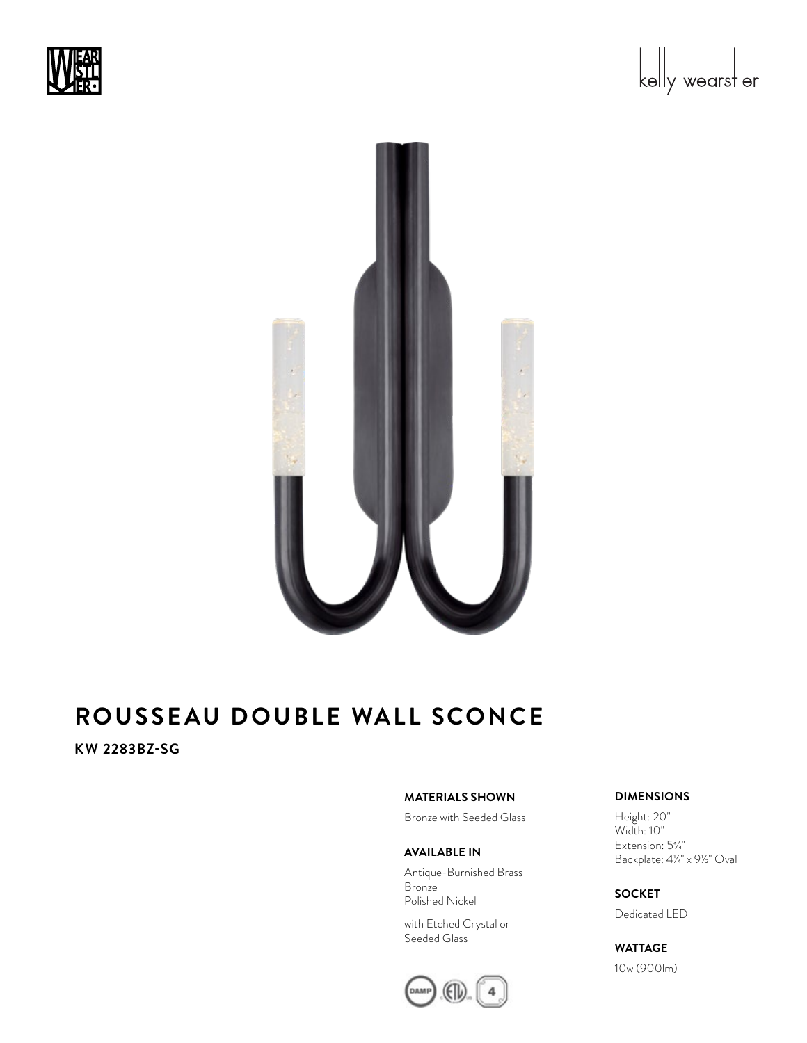# ROUSSEAU DOUBLE WALL SCONCE

**KW 2283BZ-SG**

### MATERIALS SHOWN

Bronze with Seeded Glass

### AVAILABLE IN

Antique-Burnished Brass
Bronze
Polished Nickel

with Etched Crystal or
Seeded Glass

### DIMENSIONS

Height: 20"
Width: 10"
Extension: 5¾"
Backplate: 4¼" x 9½" Oval

### SOCKET

Dedicated LED

### WATTAGE

10w (900lm)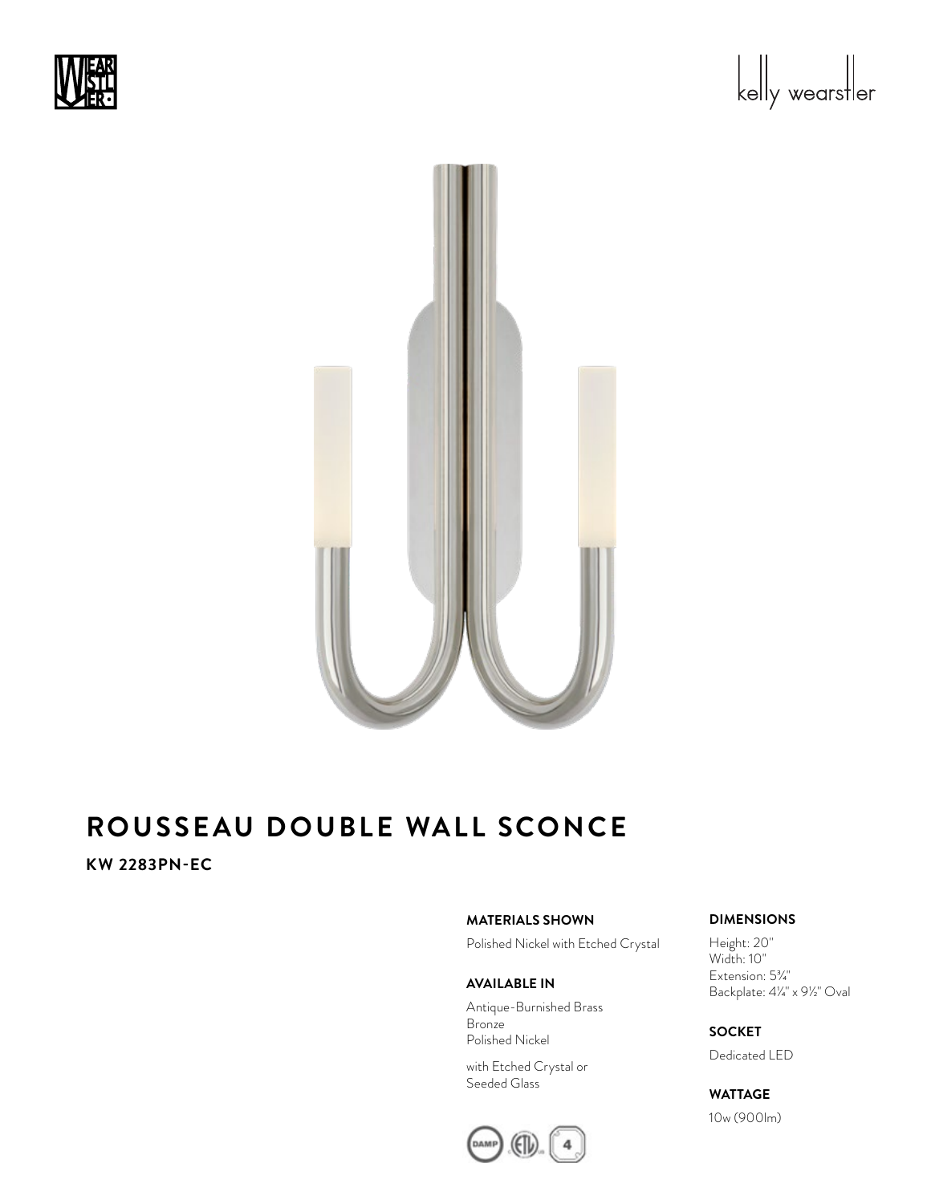# ROUSSEAU DOUBLE WALL SCONCE

**KW 2283PN-EC**

**MATERIALS SHOWN**

Polished Nickel with Etched Crystal

**AVAILABLE IN**

Antique-Burnished Brass
Bronze
Polished Nickel

with Etched Crystal or
Seeded Glass

**DIMENSIONS**

Height: 20"
Width: 10"
Extension: 5¾"
Backplate: 4¼" x 9½" Oval

**SOCKET**

Dedicated LED

**WATTAGE**

10w (900lm)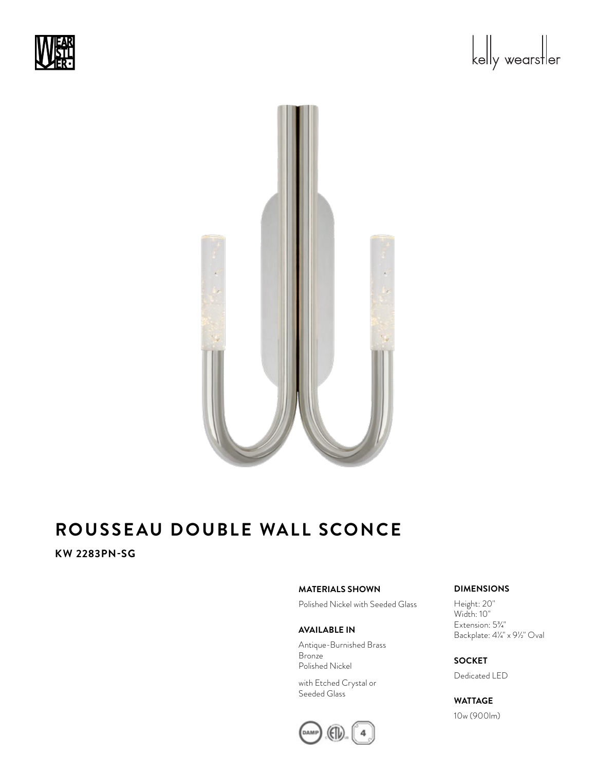# ROUSSEAU DOUBLE WALL SCONCE

**KW 2283PN-SG**

**MATERIALS SHOWN**

Polished Nickel with Seeded Glass

**AVAILABLE IN**

Antique-Burnished Brass
Bronze
Polished Nickel

with Etched Crystal or
Seeded Glass

**DIMENSIONS**

Height: 20"
Width: 10"
Extension: 5¾"
Backplate: 4¼" x 9½" Oval

**SOCKET**

Dedicated LED

**WATTAGE**

10w (900lm)